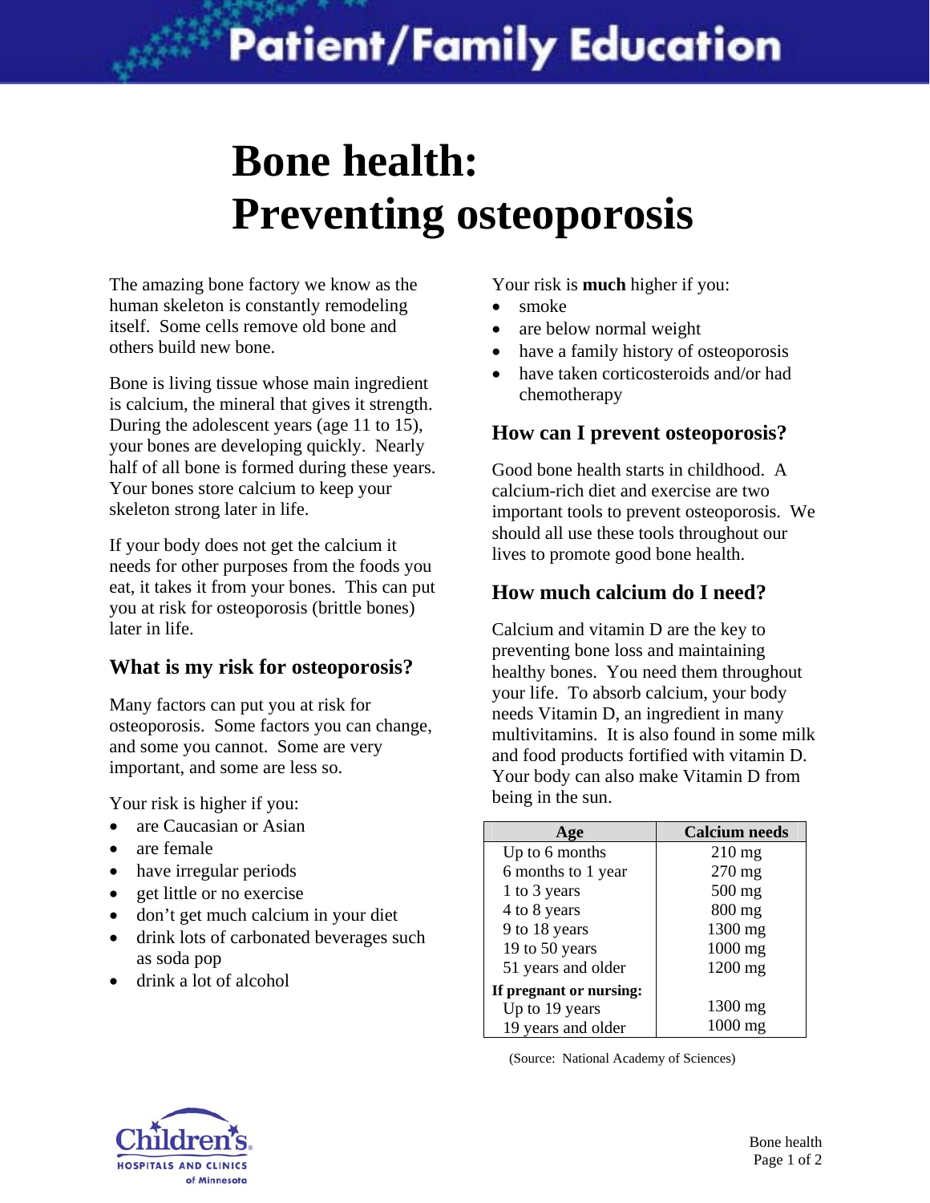# Bone health: Preventing osteoporosis

The amazing bone factory we know as the human skeleton is constantly remodeling itself. Some cells remove old bone and others build new bone.

Bone is living tissue whose main ingredient is calcium, the mineral that gives it strength. During the adolescent years (age 11 to 15), your bones are developing quickly. Nearly half of all bone is formed during these years. Your bones store calcium to keep your skeleton strong later in life.

If your body does not get the calcium it needs for other purposes from the foods you eat, it takes it from your bones. This can put you at risk for osteoporosis (brittle bones) later in life.

## What is my risk for osteoporosis?

Many factors can put you at risk for osteoporosis. Some factors you can change, and some you cannot. Some are very important, and some are less so.

Your risk is higher if you:

- are Caucasian or Asian
- are female
- have irregular periods
- get little or no exercise
- don't get much calcium in your diet
- drink lots of carbonated beverages such as soda pop
- drink a lot of alcohol

Your risk is **much** higher if you:

- smoke
- are below normal weight
- have a family history of osteoporosis
- have taken corticosteroids and/or had chemotherapy

## How can I prevent osteoporosis?

Good bone health starts in childhood. A calcium-rich diet and exercise are two important tools to prevent osteoporosis. We should all use these tools throughout our lives to promote good bone health.

## How much calcium do I need?

Calcium and vitamin D are the key to preventing bone loss and maintaining healthy bones. You need them throughout your life. To absorb calcium, your body needs Vitamin D, an ingredient in many multivitamins. It is also found in some milk and food products fortified with vitamin D. Your body can also make Vitamin D from being in the sun.

| Age | Calcium needs |
|---|---|
| Up to 6 months | 210 mg |
| 6 months to 1 year | 270 mg |
| 1 to 3 years | 500 mg |
| 4 to 8 years | 800 mg |
| 9 to 18 years | 1300 mg |
| 19 to 50 years | 1000 mg |
| 51 years and older | 1200 mg |
| **If pregnant or nursing:** | |
| Up to 19 years | 1300 mg |
| 19 years and older | 1000 mg |

(Source: National Academy of Sciences)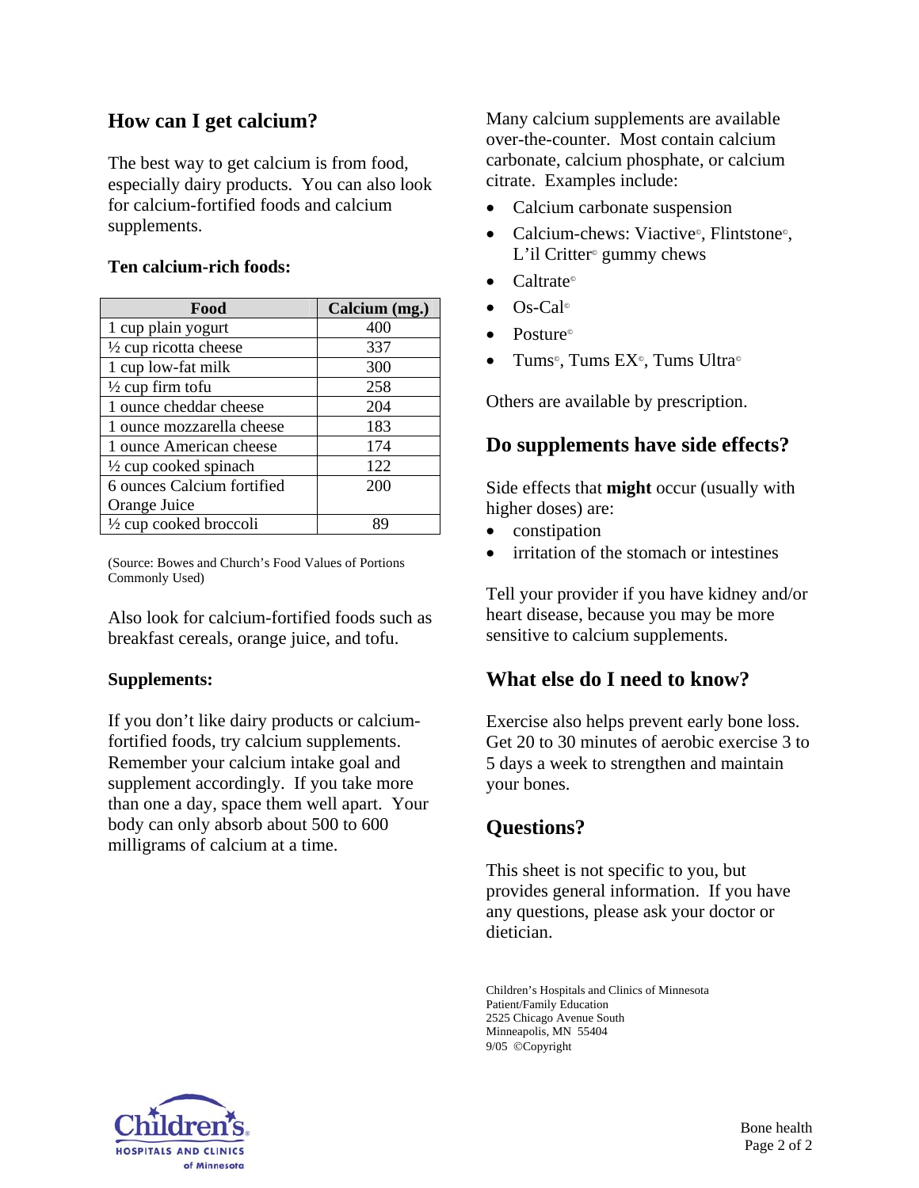## How can I get calcium?

The best way to get calcium is from food, especially dairy products. You can also look for calcium-fortified foods and calcium supplements.

### Ten calcium-rich foods:

| Food | Calcium (mg.) |
|---|---|
| 1 cup plain yogurt | 400 |
| ½ cup ricotta cheese | 337 |
| 1 cup low-fat milk | 300 |
| ½ cup firm tofu | 258 |
| 1 ounce cheddar cheese | 204 |
| 1 ounce mozzarella cheese | 183 |
| 1 ounce American cheese | 174 |
| ½ cup cooked spinach | 122 |
| 6 ounces Calcium fortified Orange Juice | 200 |
| ½ cup cooked broccoli | 89 |

(Source: Bowes and Church's Food Values of Portions Commonly Used)

Also look for calcium-fortified foods such as breakfast cereals, orange juice, and tofu.

### Supplements:

If you don't like dairy products or calcium-fortified foods, try calcium supplements. Remember your calcium intake goal and supplement accordingly. If you take more than one a day, space them well apart. Your body can only absorb about 500 to 600 milligrams of calcium at a time.

Many calcium supplements are available over-the-counter. Most contain calcium carbonate, calcium phosphate, or calcium citrate. Examples include:

- Calcium carbonate suspension
- Calcium-chews: Viactive©, Flintstone©, L'il Critter© gummy chews
- Caltrate©
- Os-Cal©
- Posture©
- Tums©, Tums EX©, Tums Ultra©

Others are available by prescription.

## Do supplements have side effects?

Side effects that **might** occur (usually with higher doses) are:

- constipation
- irritation of the stomach or intestines

Tell your provider if you have kidney and/or heart disease, because you may be more sensitive to calcium supplements.

## What else do I need to know?

Exercise also helps prevent early bone loss. Get 20 to 30 minutes of aerobic exercise 3 to 5 days a week to strengthen and maintain your bones.

## Questions?

This sheet is not specific to you, but provides general information. If you have any questions, please ask your doctor or dietician.

Children's Hospitals and Clinics of Minnesota
Patient/Family Education
2525 Chicago Avenue South
Minneapolis, MN 55404
9/05 ©Copyright

Children's Hospitals and Clinics of Minnesota

Bone health